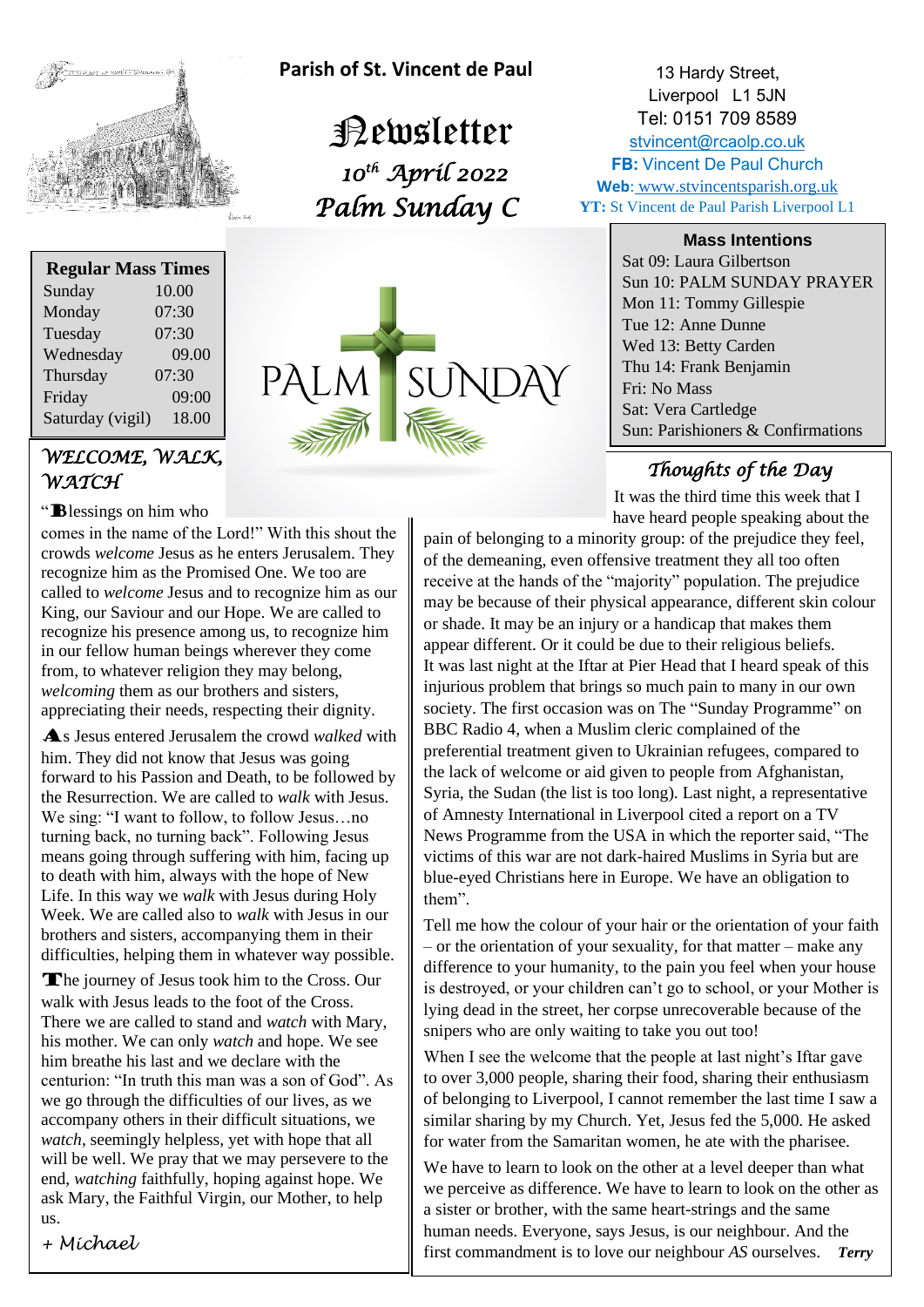# Parish of St. Vincent de Paul

## Newsletter

*10th April 2022*

*Palm Sunday C*

13 Hardy Street,
Liverpool L1 5JN
Tel: 0151 709 8589
stvincent@rcaolp.co.uk
**FB:** Vincent De Paul Church
**Web**: www.stvincentsparish.org.uk
**YT:** St Vincent de Paul Parish Liverpool L1

| **Regular Mass Times** | |
|---|---|
| Sunday | 10.00 |
| Monday | 07:30 |
| Tuesday | 07:30 |
| Wednesday | 09.00 |
| Thursday | 07:30 |
| Friday | 09:00 |
| Saturday (vigil) | 18.00 |

PALM SUNDAY

**Mass Intentions**

- Sat 09: Laura Gilbertson
- Sun 10: PALM SUNDAY PRAYER
- Mon 11: Tommy Gillespie
- Tue 12: Anne Dunne
- Wed 13: Betty Carden
- Thu 14: Frank Benjamin
- Fri: No Mass
- Sat: Vera Cartledge
- Sun: Parishioners & Confirmations

## *WELCOME, WALK, WATCH*

"Blessings on him who comes in the name of the Lord!" With this shout the crowds *welcome* Jesus as he enters Jerusalem. They recognize him as the Promised One. We too are called to *welcome* Jesus and to recognize him as our King, our Saviour and our Hope. We are called to recognize his presence among us, to recognize him in our fellow human beings wherever they come from, to whatever religion they may belong, *welcoming* them as our brothers and sisters, appreciating their needs, respecting their dignity.

As Jesus entered Jerusalem the crowd *walked* with him. They did not know that Jesus was going forward to his Passion and Death, to be followed by the Resurrection. We are called to *walk* with Jesus. We sing: "I want to follow, to follow Jesus…no turning back, no turning back". Following Jesus means going through suffering with him, facing up to death with him, always with the hope of New Life. In this way we *walk* with Jesus during Holy Week. We are called also to *walk* with Jesus in our brothers and sisters, accompanying them in their difficulties, helping them in whatever way possible.

The journey of Jesus took him to the Cross. Our walk with Jesus leads to the foot of the Cross. There we are called to stand and *watch* with Mary, his mother. We can only *watch* and hope. We see him breathe his last and we declare with the centurion: "In truth this man was a son of God". As we go through the difficulties of our lives, as we accompany others in their difficult situations, we *watch*, seemingly helpless, yet with hope that all will be well. We pray that we may persevere to the end, *watching* faithfully, hoping against hope. We ask Mary, the Faithful Virgin, our Mother, to help us.

*+ Michael*

## *Thoughts of the Day*

It was the third time this week that I have heard people speaking about the pain of belonging to a minority group: of the prejudice they feel, of the demeaning, even offensive treatment they all too often receive at the hands of the "majority" population. The prejudice may be because of their physical appearance, different skin colour or shade. It may be an injury or a handicap that makes them appear different. Or it could be due to their religious beliefs. It was last night at the Iftar at Pier Head that I heard speak of this injurious problem that brings so much pain to many in our own society. The first occasion was on The "Sunday Programme" on BBC Radio 4, when a Muslim cleric complained of the preferential treatment given to Ukrainian refugees, compared to the lack of welcome or aid given to people from Afghanistan, Syria, the Sudan (the list is too long). Last night, a representative of Amnesty International in Liverpool cited a report on a TV News Programme from the USA in which the reporter said, "The victims of this war are not dark-haired Muslims in Syria but are blue-eyed Christians here in Europe. We have an obligation to them".

Tell me how the colour of your hair or the orientation of your faith – or the orientation of your sexuality, for that matter – make any difference to your humanity, to the pain you feel when your house is destroyed, or your children can't go to school, or your Mother is lying dead in the street, her corpse unrecoverable because of the snipers who are only waiting to take you out too!

When I see the welcome that the people at last night's Iftar gave to over 3,000 people, sharing their food, sharing their enthusiasm of belonging to Liverpool, I cannot remember the last time I saw a similar sharing by my Church. Yet, Jesus fed the 5,000. He asked for water from the Samaritan women, he ate with the pharisee.

We have to learn to look on the other at a level deeper than what we perceive as difference. We have to learn to look on the other as a sister or brother, with the same heart-strings and the same human needs. Everyone, says Jesus, is our neighbour. And the first commandment is to love our neighbour *AS* ourselves. ***Terry***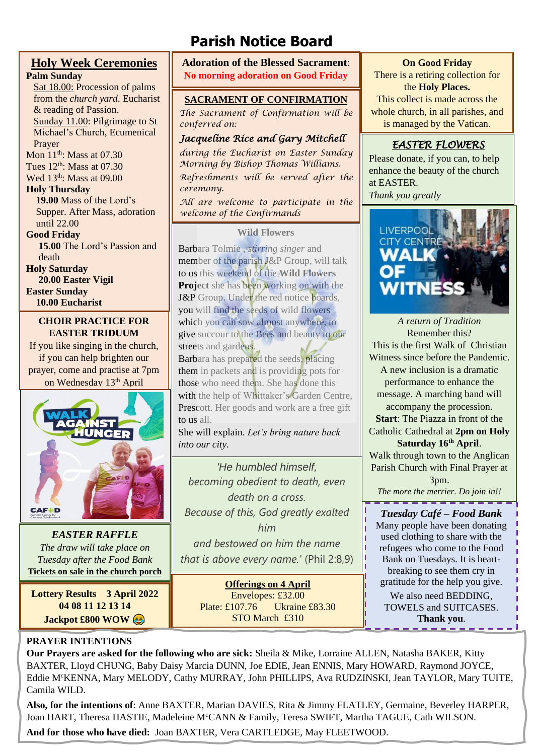# Parish Notice Board

## Holy Week Ceremonies

**Palm Sunday**

Sat 18.00: Procession of palms from the *church yard*. Eucharist & reading of Passion.

Sunday 11.00: Pilgrimage to St Michael's Church, Ecumenical Prayer

Mon 11th: Mass at 07.30

Tues 12th: Mass at 07.30

Wed 13th: Mass at 09.00

**Holy Thursday**

**19.00** Mass of the Lord's Supper. After Mass, adoration until 22.00

**Good Friday**

**15.00** The Lord's Passion and death

**Holy Saturday**

**20.00 Easter Vigil**

**Easter Sunday**

**10.00 Eucharist**

**CHOIR PRACTICE FOR EASTER TRIDUUM**

If you like singing in the church, if you can help brighten our prayer, come and practise at 7pm on Wednesday 13th April

**WALK AGAINST HUNGER**

CAFOD

***EASTER RAFFLE***

*The draw will take place on Tuesday after the Food Bank*

**Tickets on sale in the church porch**

**Lottery Results 3 April 2022**

**04 08 11 12 13 14**

**Jackpot £800 WOW 😂**

**Adoration of the Blessed Sacrament**:

**No morning adoration on Good Friday**

**SACRAMENT OF CONFIRMATION**

*The Sacrament of Confirmation will be conferred on:*

***Jacqueline Rice and Gary Mitchell***

*during the Eucharist on Easter Sunday Morning by Bishop Thomas Williams.*

*Refreshments will be served after the ceremony.*

*All are welcome to participate in the welcome of the Confirmands*

**Wild Flowers**

Barbara Tolmie , *stirring singer* and member of the parish J&P Group, will talk to us this weekend of the **Wild Flowers Project** she has been working on with the J&P Group. Under the red notice boards, you will find the seeds of wild flowers which you can sow almost anywhere, to give succour to the Bees and beauty to our streets and gardens.

Barbara has prepared the seeds, placing them in packets and is providing pots for those who need them. She has done this with the help of Whittaker's Garden Centre, Prescott. Her goods and work are a free gift to us all.

She will explain. *Let's bring nature back into our city.*

*'He humbled himself, becoming obedient to death, even death on a cross. Because of this, God greatly exalted him and bestowed on him the name that is above every name.'* (Phil 2:8,9)

**Offerings on 4 April**

Envelopes: £32.00

Plate: £107.76 Ukraine £83.30

STO March £310

**On Good Friday**

There is a retiring collection for the **Holy Places.**

This collect is made across the whole church, in all parishes, and is managed by the Vatican.

***EASTER FLOWERS***

Please donate, if you can, to help enhance the beauty of the church at EASTER.

*Thank you greatly*

LIVERPOOL CITY CENTRE **WALK OF WITNESS**

*A return of Tradition*

Remember this?

This is the first Walk of Christian Witness since before the Pandemic. A new inclusion is a dramatic performance to enhance the message. A marching band will accompany the procession.

**Start**: The Piazza in front of the Catholic Cathedral at **2pm on Holy Saturday 16th April**.

Walk through town to the Anglican Parish Church with Final Prayer at 3pm.

*The more the merrier. Do join in!!*

***Tuesday Café – Food Bank***

Many people have been donating used clothing to share with the refugees who come to the Food Bank on Tuesdays. It is heart-breaking to see them cry in gratitude for the help you give.

We also need BEDDING, TOWELS and SUITCASES. **Thank you**.

**PRAYER INTENTIONS**

**Our Prayers are asked for the following who are sick:** Sheila & Mike, Lorraine ALLEN, Natasha BAKER, Kitty BAXTER, Lloyd CHUNG, Baby Daisy Marcia DUNN, Joe EDIE, Jean ENNIS, Mary HOWARD, Raymond JOYCE, Eddie McKENNA, Mary MELODY, Cathy MURRAY, John PHILLIPS, Ava RUDZINSKI, Jean TAYLOR, Mary TUITE, Camila WILD.

**Also, for the intentions of**: Anne BAXTER, Marian DAVIES, Rita & Jimmy FLATLEY, Germaine, Beverley HARPER, Joan HART, Theresa HASTIE, Madeleine McCANN & Family, Teresa SWIFT, Martha TAGUE, Cath WILSON.

**And for those who have died:** Joan BAXTER, Vera CARTLEDGE, May FLEETWOOD.